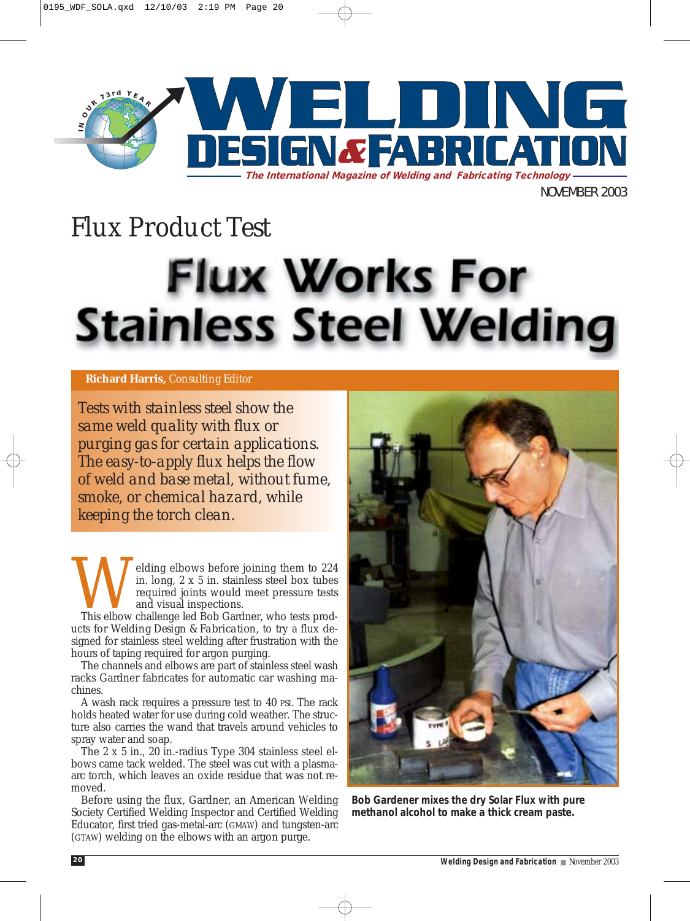# Flux Product Test

# Flux Works For Stainless Steel Welding

**Richard Harris,** *Consulting Editor*

*Tests with stainless steel show the same weld quality with flux or purging gas for certain applications. The easy-to-apply flux helps the flow of weld and base metal, without fume, smoke, or chemical hazard, while keeping the torch clean.*

Welding elbows before joining them to 224 in. long, 2 x 5 in. stainless steel box tubes required joints would meet pressure tests and visual inspections.

This elbow challenge led Bob Gardner, who tests products for Welding Design & Fabrication, to try a flux designed for stainless steel welding after frustration with the hours of taping required for argon purging.

The channels and elbows are part of stainless steel wash racks Gardner fabricates for automatic car washing machines.

A wash rack requires a pressure test to 40 PSI. The rack holds heated water for use during cold weather. The structure also carries the wand that travels around vehicles to spray water and soap.

The 2 x 5 in., 20 in.-radius Type 304 stainless steel elbows came tack welded. The steel was cut with a plasma-arc torch, which leaves an oxide residue that was not removed.

Before using the flux, Gardner, an American Welding Society Certified Welding Inspector and Certified Welding Educator, first tried gas-metal-arc (GMAW) and tungsten-arc (GTAW) welding on the elbows with an argon purge.

**Bob Gardener mixes the dry Solar Flux with pure methanol alcohol to make a thick cream paste.**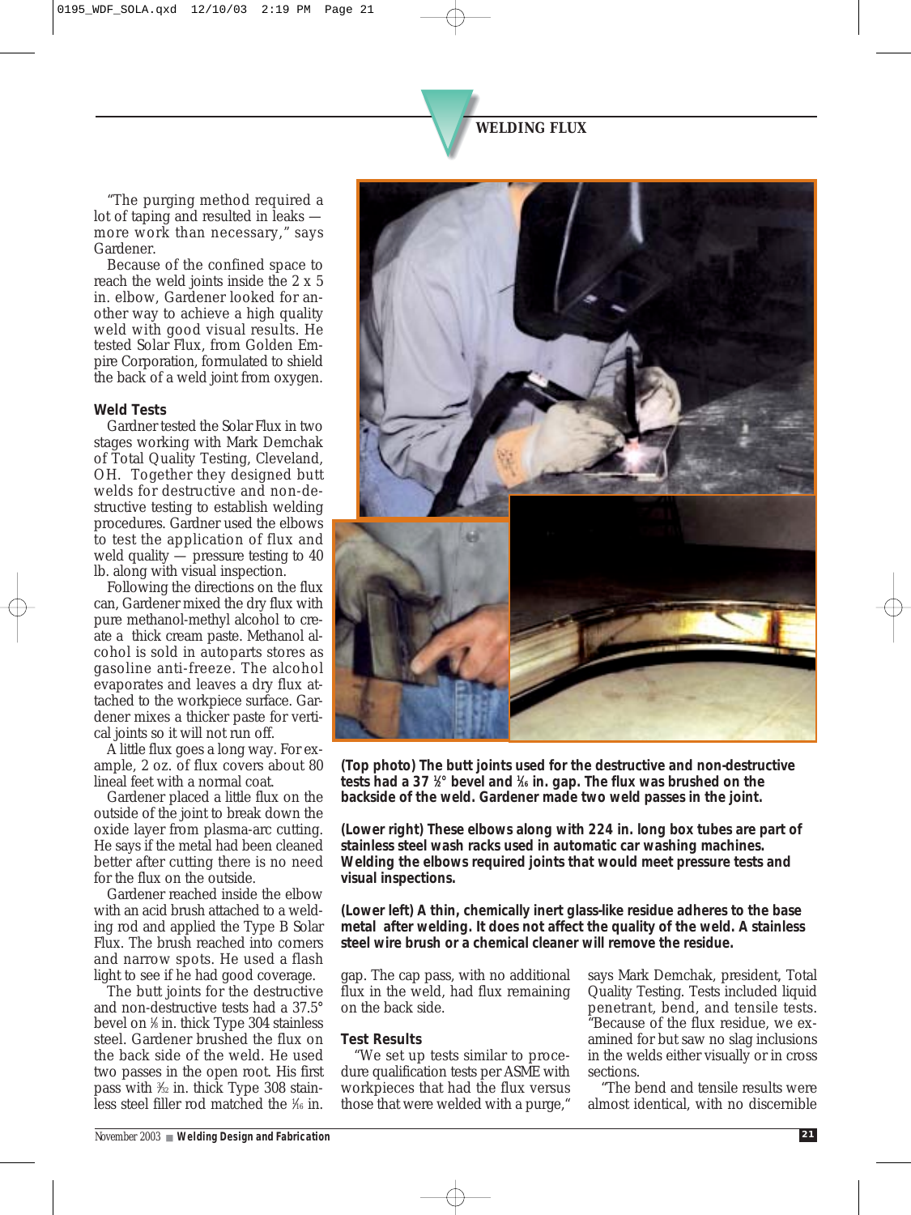"The purging method required a lot of taping and resulted in leaks — more work than necessary," says Gardener.

Because of the confined space to reach the weld joints inside the 2 x 5 in. elbow, Gardener looked for another way to achieve a high quality weld with good visual results. He tested Solar Flux, from Golden Empire Corporation, formulated to shield the back of a weld joint from oxygen.

### Weld Tests

Gardner tested the Solar Flux in two stages working with Mark Demchak of Total Quality Testing, Cleveland, OH. Together they designed butt welds for destructive and non-destructive testing to establish welding procedures. Gardner used the elbows to test the application of flux and weld quality — pressure testing to 40 lb. along with visual inspection.

Following the directions on the flux can, Gardener mixed the dry flux with pure methanol-methyl alcohol to create a thick cream paste. Methanol alcohol is sold in autoparts stores as gasoline anti-freeze. The alcohol evaporates and leaves a dry flux attached to the workpiece surface. Gardener mixes a thicker paste for vertical joints so it will not run off.

A little flux goes a long way. For example, 2 oz. of flux covers about 80 lineal feet with a normal coat.

Gardener placed a little flux on the outside of the joint to break down the oxide layer from plasma-arc cutting. He says if the metal had been cleaned better after cutting there is no need for the flux on the outside.

Gardener reached inside the elbow with an acid brush attached to a welding rod and applied the Type B Solar Flux. The brush reached into corners and narrow spots. He used a flash light to see if he had good coverage.

The butt joints for the destructive and non-destructive tests had a 37.5° bevel on ⅛ in. thick Type 304 stainless steel. Gardener brushed the flux on the back side of the weld. He used two passes in the open root. His first pass with 3/32 in. thick Type 308 stainless steel filler rod matched the 1/16 in. gap. The cap pass, with no additional flux in the weld, had flux remaining on the back side.

**(Top photo) The butt joints used for the destructive and non-destructive tests had a 37 ½° bevel and 1/16 in. gap. The flux was brushed on the backside of the weld. Gardener made two weld passes in the joint.**

**(Lower right) These elbows along with 224 in. long box tubes are part of stainless steel wash racks used in automatic car washing machines. Welding the elbows required joints that would meet pressure tests and visual inspections.**

**(Lower left) A thin, chemically inert glass-like residue adheres to the base metal after welding. It does not affect the quality of the weld. A stainless steel wire brush or a chemical cleaner will remove the residue.**

### Test Results

"We set up tests similar to procedure qualification tests per ASME with workpieces that had the flux versus those that were welded with a purge," says Mark Demchak, president, Total Quality Testing. Tests included liquid penetrant, bend, and tensile tests. "Because of the flux residue, we examined for but saw no slag inclusions in the welds either visually or in cross sections.

"The bend and tensile results were almost identical, with no discernible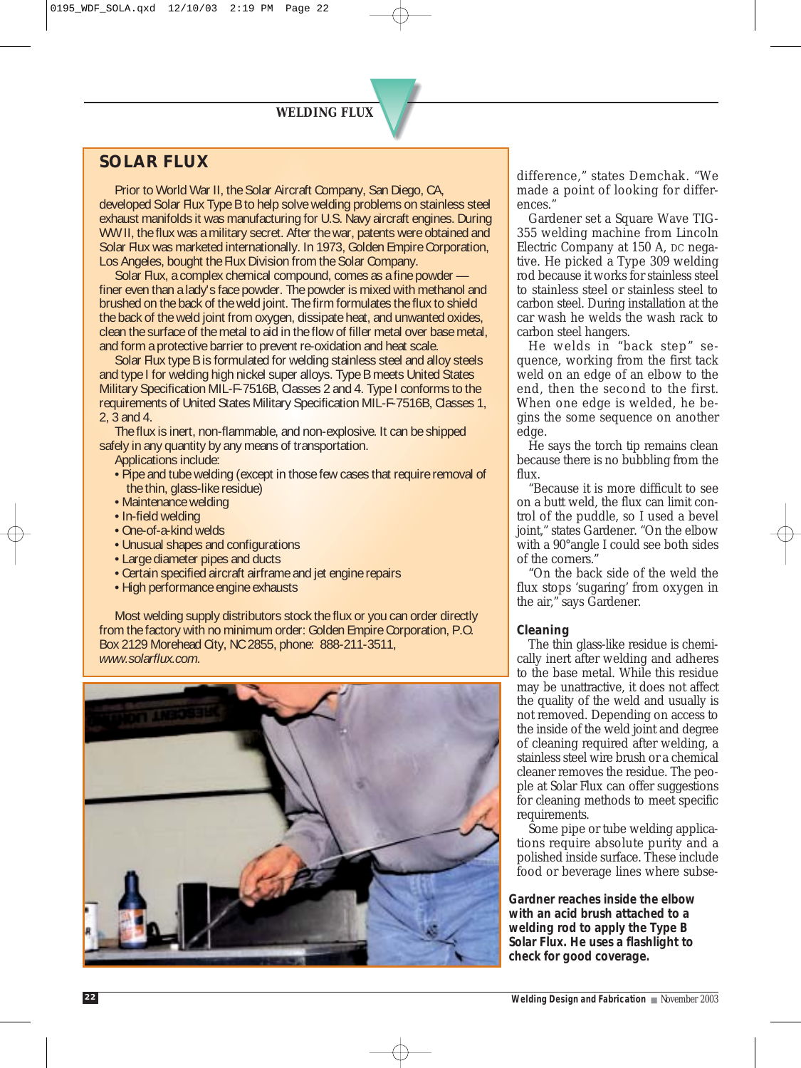## SOLAR FLUX

Prior to World War II, the Solar Aircraft Company, San Diego, CA, developed Solar Flux Type B to help solve welding problems on stainless steel exhaust manifolds it was manufacturing for U.S. Navy aircraft engines. During WW II, the flux was a military secret. After the war, patents were obtained and Solar Flux was marketed internationally. In 1973, Golden Empire Corporation, Los Angeles, bought the Flux Division from the Solar Company.

Solar Flux, a complex chemical compound, comes as a fine powder — finer even than a lady's face powder. The powder is mixed with methanol and brushed on the back of the weld joint. The firm formulates the flux to shield the back of the weld joint from oxygen, dissipate heat, and unwanted oxides, clean the surface of the metal to aid in the flow of filler metal over base metal, and form a protective barrier to prevent re-oxidation and heat scale.

Solar Flux type B is formulated for welding stainless steel and alloy steels and type I for welding high nickel super alloys. Type B meets United States Military Specification MIL-F-7516B, Classes 2 and 4. Type I conforms to the requirements of United States Military Specification MIL-F-7516B, Classes 1, 2, 3 and 4.

The flux is inert, non-flammable, and non-explosive. It can be shipped safely in any quantity by any means of transportation.

Applications include:

- Pipe and tube welding (except in those few cases that require removal of the thin, glass-like residue)
- Maintenance welding
- In-field welding
- One-of-a-kind welds
- Unusual shapes and configurations
- Large diameter pipes and ducts
- Certain specified aircraft airframe and jet engine repairs
- High performance engine exhausts

Most welding supply distributors stock the flux or you can order directly from the factory with no minimum order: Golden Empire Corporation, P.O. Box 2129 Morehead City, NC 2855, phone: 888-211-3511, *www.solarflux.com.*

**Gardner reaches inside the elbow with an acid brush attached to a welding rod to apply the Type B Solar Flux. He uses a flashlight to check for good coverage.**

difference," states Demchak. "We made a point of looking for differences."

Gardener set a Square Wave TIG-355 welding machine from Lincoln Electric Company at 150 A, DC negative. He picked a Type 309 welding rod because it works for stainless steel to stainless steel or stainless steel to carbon steel. During installation at the car wash he welds the wash rack to carbon steel hangers.

He welds in "back step" sequence, working from the first tack weld on an edge of an elbow to the end, then the second to the first. When one edge is welded, he begins the some sequence on another edge.

He says the torch tip remains clean because there is no bubbling from the flux.

"Because it is more difficult to see on a butt weld, the flux can limit control of the puddle, so I used a bevel joint," states Gardener. "On the elbow with a 90°angle I could see both sides of the corners."

"On the back side of the weld the flux stops 'sugaring' from oxygen in the air," says Gardener.

### Cleaning

The thin glass-like residue is chemically inert after welding and adheres to the base metal. While this residue may be unattractive, it does not affect the quality of the weld and usually is not removed. Depending on access to the inside of the weld joint and degree of cleaning required after welding, a stainless steel wire brush or a chemical cleaner removes the residue. The people at Solar Flux can offer suggestions for cleaning methods to meet specific requirements.

Some pipe or tube welding applications require absolute purity and a polished inside surface. These include food or beverage lines where subse-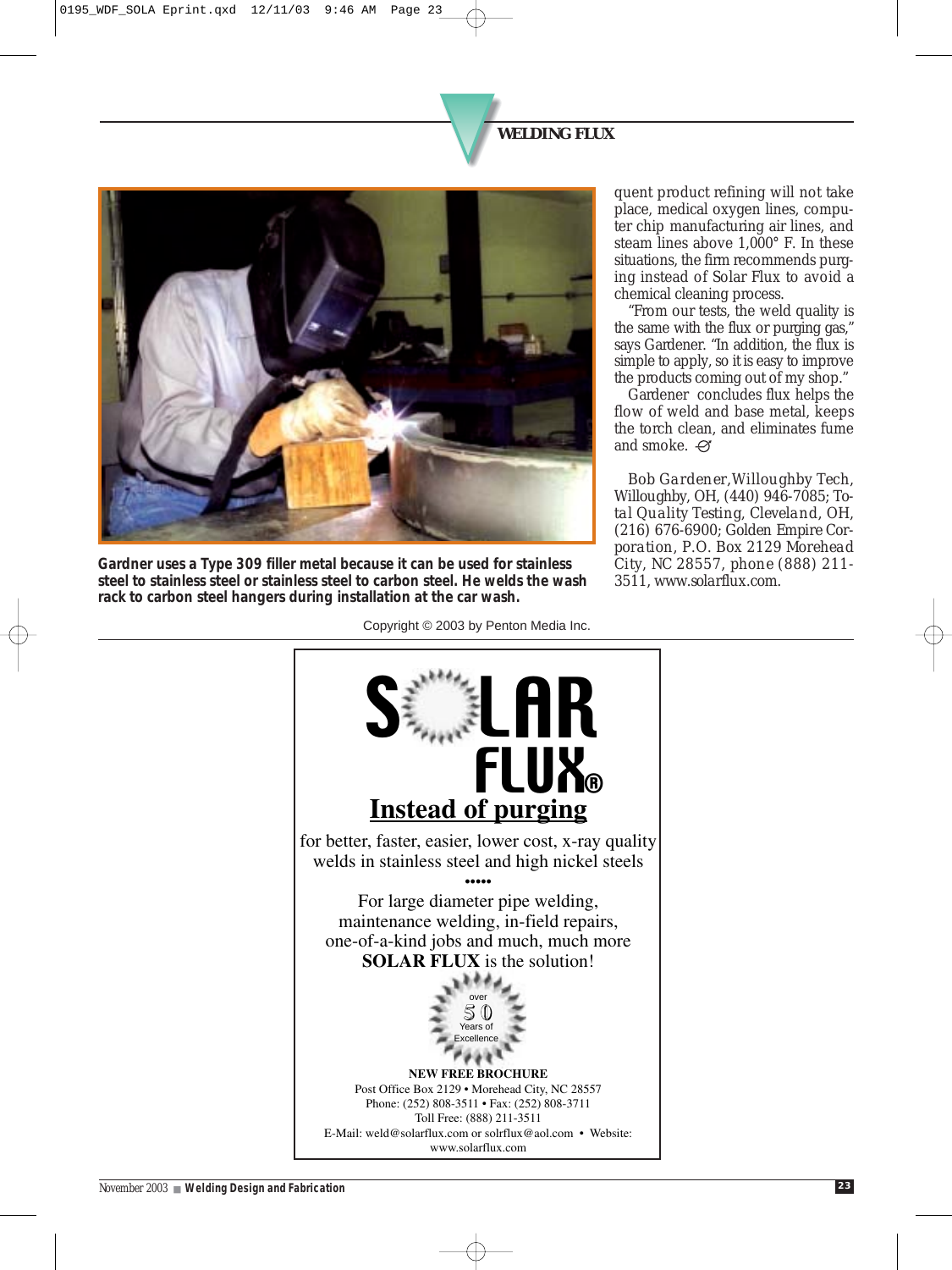## WELDING FLUX

Gardner uses a Type 309 filler metal because it can be used for stainless steel to stainless steel or stainless steel to carbon steel. He welds the wash rack to carbon steel hangers during installation at the car wash.

quent product refining will not take place, medical oxygen lines, computer chip manufacturing air lines, and steam lines above 1,000° F. In these situations, the firm recommends purging instead of Solar Flux to avoid a chemical cleaning process.

"From our tests, the weld quality is the same with the flux or purging gas," says Gardener. "In addition, the flux is simple to apply, so it is easy to improve the products coming out of my shop."

Gardener concludes flux helps the flow of weld and base metal, keeps the torch clean, and eliminates fume and smoke.

Bob Gardener, Willoughby Tech, Willoughby, OH, (440) 946-7085; Total Quality Testing, Cleveland, OH, (216) 676-6900; Golden Empire Corporation, P.O. Box 2129 Morehead City, NC 28557, phone (888) 211-3511, www.solarflux.com.

Copyright © 2003 by Penton Media Inc.

---

# SOLAR FLUX®

## Instead of purging

for better, faster, easier, lower cost, x-ray quality welds in stainless steel and high nickel steels

•••••

For large diameter pipe welding, maintenance welding, in-field repairs, one-of-a-kind jobs and much, much more **SOLAR FLUX** is the solution!

over 50 Years of Excellence

**NEW FREE BROCHURE**

Post Office Box 2129 • Morehead City, NC 28557
Phone: (252) 808-3511 • Fax: (252) 808-3711
Toll Free: (888) 211-3511
E-Mail: weld@solarflux.com or solrflux@aol.com • Website: www.solarflux.com